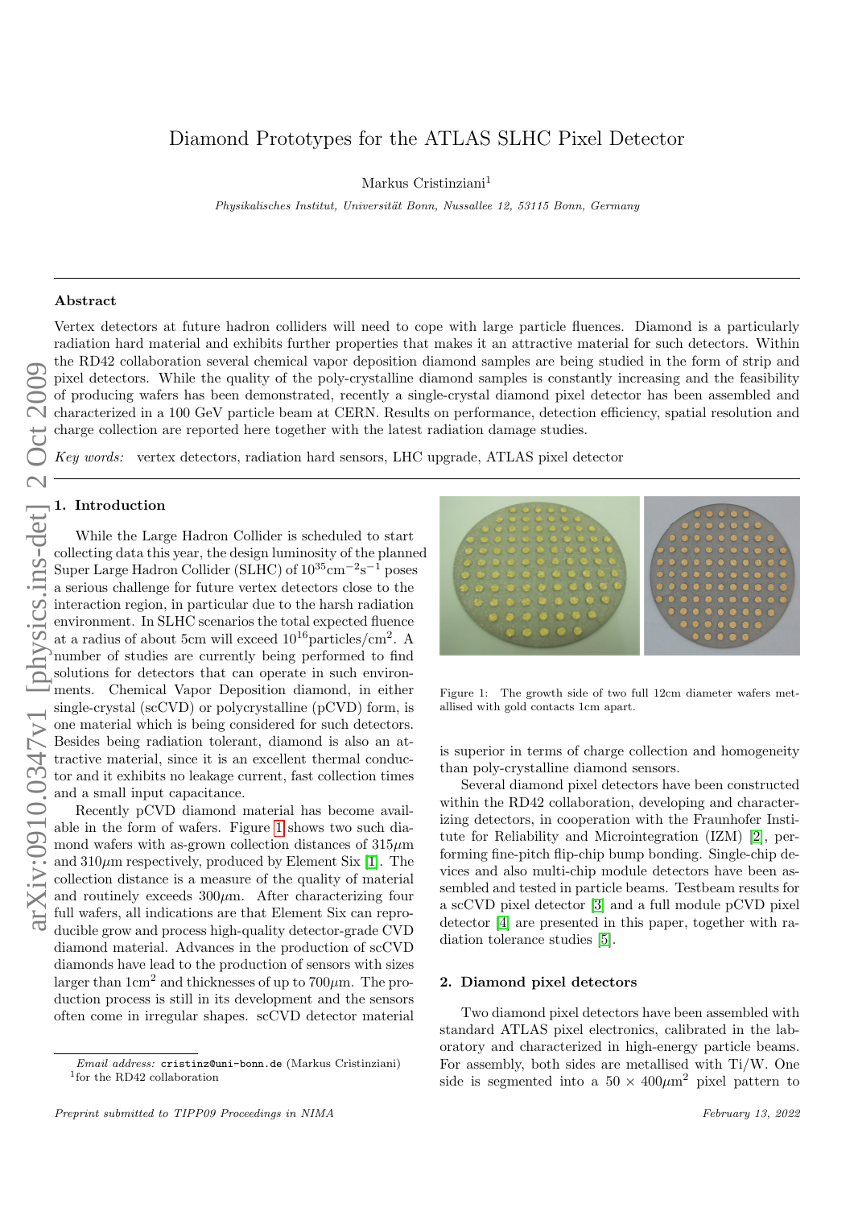# Diamond Prototypes for the ATLAS SLHC Pixel Detector

Markus Cristinziani[1]

*Physikalisches Institut, Universität Bonn, Nussallee 12, 53115 Bonn, Germany*

## Abstract

Vertex detectors at future hadron colliders will need to cope with large particle fluences. Diamond is a particularly radiation hard material and exhibits further properties that makes it an attractive material for such detectors. Within the RD42 collaboration several chemical vapor deposition diamond samples are being studied in the form of strip and pixel detectors. While the quality of the poly-crystalline diamond samples is constantly increasing and the feasibility of producing wafers has been demonstrated, recently a single-crystal diamond pixel detector has been assembled and characterized in a 100 GeV particle beam at CERN. Results on performance, detection efficiency, spatial resolution and charge collection are reported here together with the latest radiation damage studies.

*Key words:* vertex detectors, radiation hard sensors, LHC upgrade, ATLAS pixel detector

## 1. Introduction

While the Large Hadron Collider is scheduled to start collecting data this year, the design luminosity of the planned Super Large Hadron Collider (SLHC) of $10^{35}\text{cm}^{-2}\text{s}^{-1}$ poses a serious challenge for future vertex detectors close to the interaction region, in particular due to the harsh radiation environment. In SLHC scenarios the total expected fluence at a radius of about 5cm will exceed $10^{16}\text{particles/cm}^2$. A number of studies are currently being performed to find solutions for detectors that can operate in such environments. Chemical Vapor Deposition diamond, in either single-crystal (scCVD) or polycrystalline (pCVD) form, is one material which is being considered for such detectors. Besides being radiation tolerant, diamond is also an attractive material, since it is an excellent thermal conductor and it exhibits no leakage current, fast collection times and a small input capacitance.

Recently pCVD diamond material has become available in the form of wafers. Figure 1 shows two such diamond wafers with as-grown collection distances of 315$\mu$m and 310$\mu$m respectively, produced by Element Six [1]. The collection distance is a measure of the quality of material and routinely exceeds 300$\mu$m. After characterizing four full wafers, all indications are that Element Six can reproducible grow and process high-quality detector-grade CVD diamond material. Advances in the production of scCVD diamonds have lead to the production of sensors with sizes larger than 1cm$^2$ and thicknesses of up to 700$\mu$m. The production process is still in its development and the sensors often come in irregular shapes. scCVD detector material is superior in terms of charge collection and homogeneity than poly-crystalline diamond sensors.

Figure 1: The growth side of two full 12cm diameter wafers metallised with gold contacts 1cm apart.

Several diamond pixel detectors have been constructed within the RD42 collaboration, developing and characterizing detectors, in cooperation with the Fraunhofer Institute for Reliability and Microintegration (IZM) [2], performing fine-pitch flip-chip bump bonding. Single-chip devices and also multi-chip module detectors have been assembled and tested in particle beams. Testbeam results for a scCVD pixel detector [3] and a full module pCVD pixel detector [4] are presented in this paper, together with radiation tolerance studies [5].

## 2. Diamond pixel detectors

Two diamond pixel detectors have been assembled with standard ATLAS pixel electronics, calibrated in the laboratory and characterized in high-energy particle beams. For assembly, both sides are metallised with Ti/W. One side is segmented into a $50 \times 400\mu\text{m}^2$ pixel pattern to

*Email address:* cristinz@uni-bonn.de (Markus Cristinziani)

[1] for the RD42 collaboration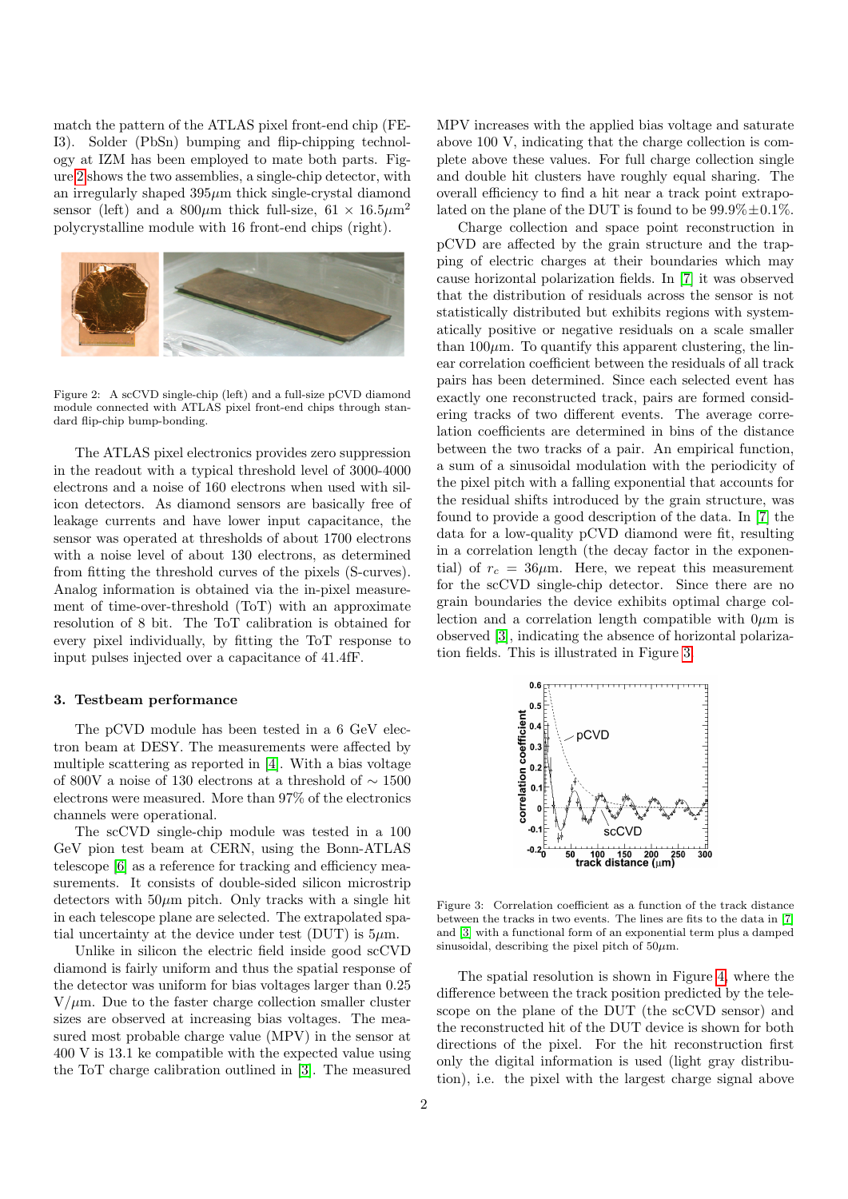match the pattern of the ATLAS pixel front-end chip (FE-I3). Solder (PbSn) bumping and flip-chipping technology at IZM has been employed to mate both parts. Figure 2 shows the two assemblies, a single-chip detector, with an irregularly shaped 395$\mu$m thick single-crystal diamond sensor (left) and a 800$\mu$m thick full-size, 61 × 16.5$\mu$m$^2$ polycrystalline module with 16 front-end chips (right).

Figure 2: A scCVD single-chip (left) and a full-size pCVD diamond module connected with ATLAS pixel front-end chips through standard flip-chip bump-bonding.

The ATLAS pixel electronics provides zero suppression in the readout with a typical threshold level of 3000-4000 electrons and a noise of 160 electrons when used with silicon detectors. As diamond sensors are basically free of leakage currents and have lower input capacitance, the sensor was operated at thresholds of about 1700 electrons with a noise level of about 130 electrons, as determined from fitting the threshold curves of the pixels (S-curves). Analog information is obtained via the in-pixel measurement of time-over-threshold (ToT) with an approximate resolution of 8 bit. The ToT calibration is obtained for every pixel individually, by fitting the ToT response to input pulses injected over a capacitance of 41.4fF.

## 3. Testbeam performance

The pCVD module has been tested in a 6 GeV electron beam at DESY. The measurements were affected by multiple scattering as reported in [4]. With a bias voltage of 800V a noise of 130 electrons at a threshold of ∼ 1500 electrons were measured. More than 97% of the electronics channels were operational.

The scCVD single-chip module was tested in a 100 GeV pion test beam at CERN, using the Bonn-ATLAS telescope [6] as a reference for tracking and efficiency measurements. It consists of double-sided silicon microstrip detectors with 50$\mu$m pitch. Only tracks with a single hit in each telescope plane are selected. The extrapolated spatial uncertainty at the device under test (DUT) is 5$\mu$m.

Unlike in silicon the electric field inside good scCVD diamond is fairly uniform and thus the spatial response of the detector was uniform for bias voltages larger than 0.25 V/$\mu$m. Due to the faster charge collection smaller cluster sizes are observed at increasing bias voltages. The measured most probable charge value (MPV) in the sensor at 400 V is 13.1 ke compatible with the expected value using the ToT charge calibration outlined in [3]. The measured MPV increases with the applied bias voltage and saturate above 100 V, indicating that the charge collection is complete above these values. For full charge collection single and double hit clusters have roughly equal sharing. The overall efficiency to find a hit near a track point extrapolated on the plane of the DUT is found to be 99.9%±0.1%.

Charge collection and space point reconstruction in pCVD are affected by the grain structure and the trapping of electric charges at their boundaries which may cause horizontal polarization fields. In [7] it was observed that the distribution of residuals across the sensor is not statistically distributed but exhibits regions with systematically positive or negative residuals on a scale smaller than 100$\mu$m. To quantify this apparent clustering, the linear correlation coefficient between the residuals of all track pairs has been determined. Since each selected event has exactly one reconstructed track, pairs are formed considering tracks of two different events. The average correlation coefficients are determined in bins of the distance between the two tracks of a pair. An empirical function, a sum of a sinusoidal modulation with the periodicity of the pixel pitch with a falling exponential that accounts for the residual shifts introduced by the grain structure, was found to provide a good description of the data. In [7] the data for a low-quality pCVD diamond were fit, resulting in a correlation length (the decay factor in the exponential) of $r_c$ = 36$\mu$m. Here, we repeat this measurement for the scCVD single-chip detector. Since there are no grain boundaries the device exhibits optimal charge collection and a correlation length compatible with 0$\mu$m is observed [3], indicating the absence of horizontal polarization fields. This is illustrated in Figure 3.

Figure 3: Correlation coefficient as a function of the track distance between the tracks in two events. The lines are fits to the data in [7] and [3] with a functional form of an exponential term plus a damped sinusoidal, describing the pixel pitch of 50$\mu$m.

The spatial resolution is shown in Figure 4, where the difference between the track position predicted by the telescope on the plane of the DUT (the scCVD sensor) and the reconstructed hit of the DUT device is shown for both directions of the pixel. For the hit reconstruction first only the digital information is used (light gray distribution), i.e. the pixel with the largest charge signal above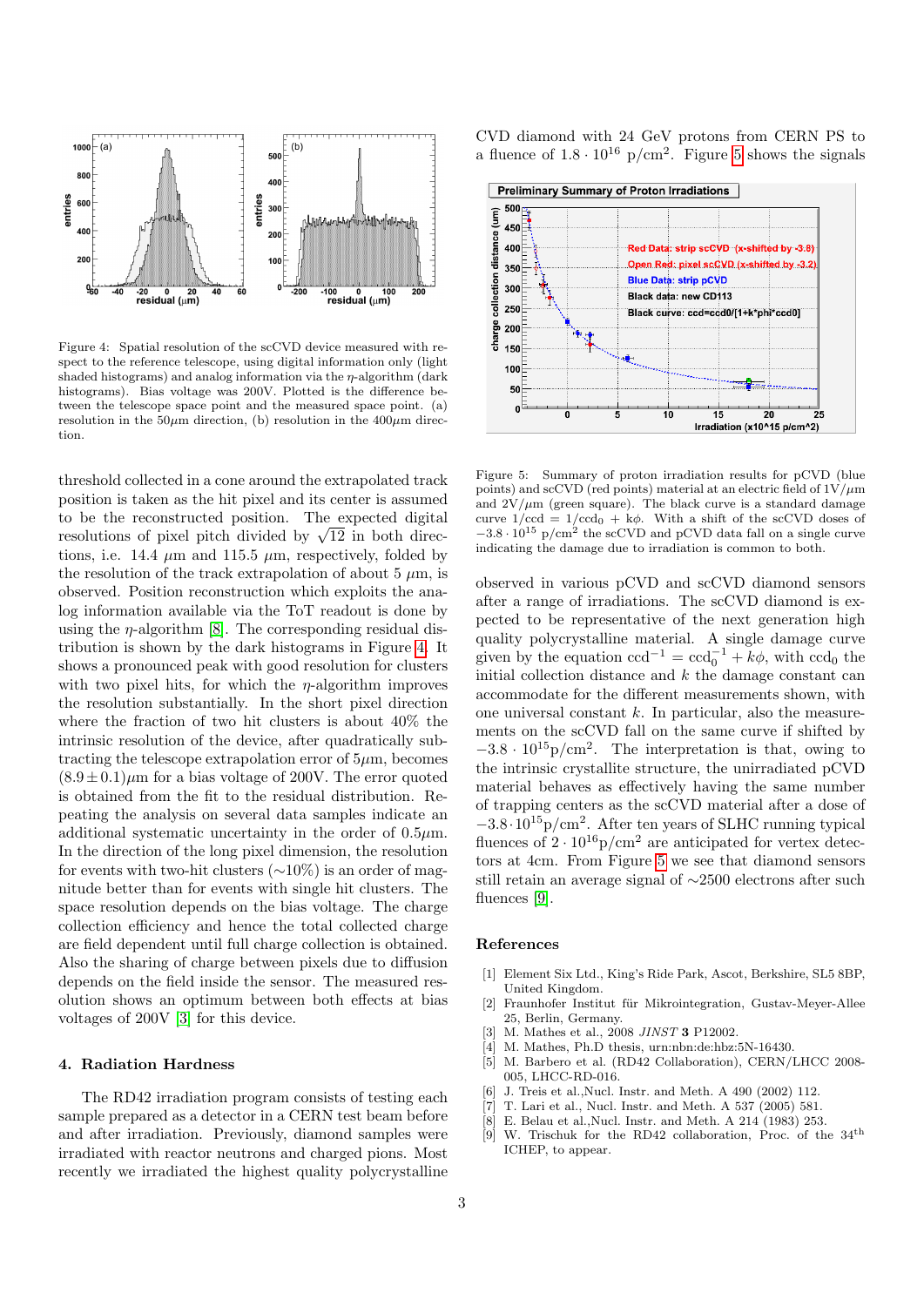(a)

1000

800

600

400

200

0

entries

-60 -40 -20 0 20 40 60

residual (μm)

(b)

500

400

300

200

100

0

entries

-200 -100 0 100 200

residual (μm)

Figure 4: Spatial resolution of the scCVD device measured with respect to the reference telescope, using digital information only (light shaded histograms) and analog information via the $\eta$-algorithm (dark histograms). Bias voltage was 200V. Plotted is the difference between the telescope space point and the measured space point. (a) resolution in the 50$\mu$m direction, (b) resolution in the 400$\mu$m direction.

threshold collected in a cone around the extrapolated track position is taken as the hit pixel and its center is assumed to be the reconstructed position. The expected digital resolutions of pixel pitch divided by $\sqrt{12}$ in both directions, i.e. 14.4 $\mu$m and 115.5 $\mu$m, respectively, folded by the resolution of the track extrapolation of about 5 $\mu$m, is observed. Position reconstruction which exploits the analog information available via the ToT readout is done by using the $\eta$-algorithm [8]. The corresponding residual distribution is shown by the dark histograms in Figure 4. It shows a pronounced peak with good resolution for clusters with two pixel hits, for which the $\eta$-algorithm improves the resolution substantially. In the short pixel direction where the fraction of two hit clusters is about 40% the intrinsic resolution of the device, after quadratically subtracting the telescope extrapolation error of 5$\mu$m, becomes $(8.9 \pm 0.1)\mu$m for a bias voltage of 200V. The error quoted is obtained from the fit to the residual distribution. Repeating the analysis on several data samples indicate an additional systematic uncertainty in the order of 0.5$\mu$m. In the direction of the long pixel dimension, the resolution for events with two-hit clusters ($\sim$10%) is an order of magnitude better than for events with single hit clusters. The space resolution depends on the bias voltage. The charge collection efficiency and hence the total collected charge are field dependent until full charge collection is obtained. Also the sharing of charge between pixels due to diffusion depends on the field inside the sensor. The measured resolution shows an optimum between both effects at bias voltages of 200V [3] for this device.

## 4. Radiation Hardness

The RD42 irradiation program consists of testing each sample prepared as a detector in a CERN test beam before and after irradiation. Previously, diamond samples were irradiated with reactor neutrons and charged pions. Most recently we irradiated the highest quality polycrystalline CVD diamond with 24 GeV protons from CERN PS to a fluence of $1.8 \cdot 10^{16}$ p/cm$^2$. Figure 5 shows the signals

Preliminary Summary of Proton Irradiations

charge collection distance (um)

500

450

400

350

300

250

200

150

100

50

0

0 5 10 15 20 25

Irradiation (x10^15 p/cm^2)

Red Data: strip scCVD (x-shifted by -3.8)

Open Red: pixel scCVD (x-shifted by -3.2)

Blue Data: strip pCVD

Black data: new CD113

Black curve: ccd=ccd0/[1+k*phi*ccd0]

Figure 5: Summary of proton irradiation results for pCVD (blue points) and scCVD (red points) material at an electric field of 1V/$\mu$m and 2V/$\mu$m (green square). The black curve is a standard damage curve $1/\text{ccd} = 1/\text{ccd}_0 + k\phi$. With a shift of the scCVD doses of $-3.8 \cdot 10^{15}$ p/cm$^2$ the scCVD and pCVD data fall on a single curve indicating the damage due to irradiation is common to both.

observed in various pCVD and scCVD diamond sensors after a range of irradiations. The scCVD diamond is expected to be representative of the next generation high quality polycrystalline material. A single damage curve given by the equation $\text{ccd}^{-1} = \text{ccd}_0^{-1} + k\phi$, with $\text{ccd}_0$ the initial collection distance and $k$ the damage constant can accommodate for the different measurements shown, with one universal constant $k$. In particular, also the measurements on the scCVD fall on the same curve if shifted by $-3.8 \cdot 10^{15}$p/cm$^2$. The interpretation is that, owing to the intrinsic crystallite structure, the unirradiated pCVD material behaves as effectively having the same number of trapping centers as the scCVD material after a dose of $-3.8 \cdot 10^{15}$p/cm$^2$. After ten years of SLHC running typical fluences of $2 \cdot 10^{16}$p/cm$^2$ are anticipated for vertex detectors at 4cm. From Figure 5 we see that diamond sensors still retain an average signal of $\sim$2500 electrons after such fluences [9].

## References

[1] Element Six Ltd., King's Ride Park, Ascot, Berkshire, SL5 8BP, United Kingdom.

[2] Fraunhofer Institut für Mikrointegration, Gustav-Meyer-Allee 25, Berlin, Germany.

[3] M. Mathes et al., 2008 *JINST* **3** P12002.

[4] M. Mathes, Ph.D thesis, urn:nbn:de:hbz:5N-16430.

[5] M. Barbero et al. (RD42 Collaboration), CERN/LHCC 2008-005, LHCC-RD-016.

[6] J. Treis et al.,Nucl. Instr. and Meth. A 490 (2002) 112.

[7] T. Lari et al., Nucl. Instr. and Meth. A 537 (2005) 581.

[8] E. Belau et al.,Nucl. Instr. and Meth. A 214 (1983) 253.

[9] W. Trischuk for the RD42 collaboration, Proc. of the 34$^{\text{th}}$ ICHEP, to appear.